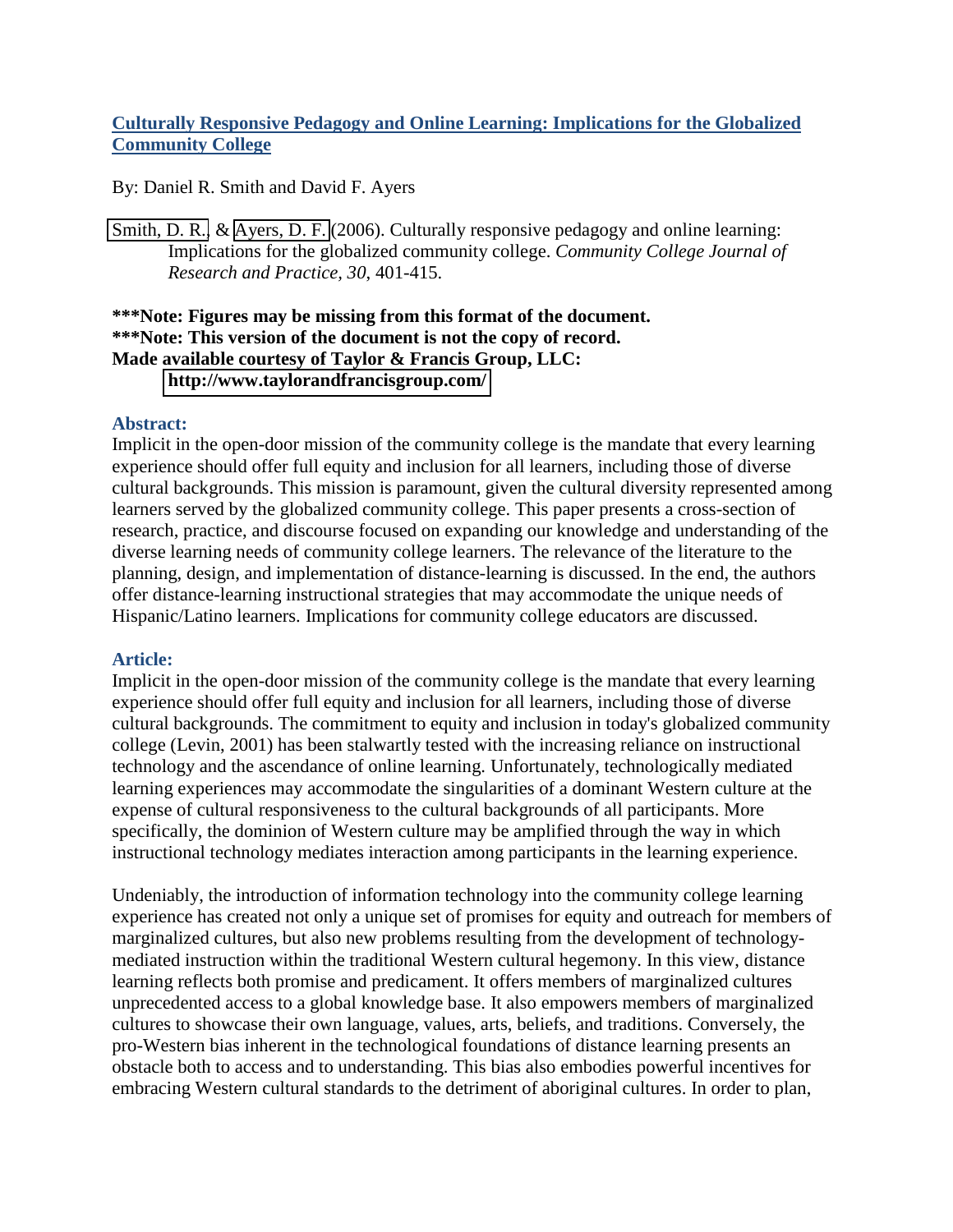## Culturally Responsive Pedagogy and Online Learning: Implications for the Globalized Community College

By: Daniel R. Smith and David F. Ayers

Smith, D. R., & Ayers, D. F. (2006). Culturally responsive pedagogy and online learning: Implications for the globalized community college. *Community College Journal of Research and Practice, 30*, 401-415.

**\*\*\*Note: Figures may be missing from this format of the document.**
**\*\*\*Note: This version of the document is not the copy of record.**
**Made available courtesy of Taylor & Francis Group, LLC:**
**http://www.taylorandfrancisgroup.com/**

### Abstract:

Implicit in the open-door mission of the community college is the mandate that every learning experience should offer full equity and inclusion for all learners, including those of diverse cultural backgrounds. This mission is paramount, given the cultural diversity represented among learners served by the globalized community college. This paper presents a cross-section of research, practice, and discourse focused on expanding our knowledge and understanding of the diverse learning needs of community college learners. The relevance of the literature to the planning, design, and implementation of distance-learning is discussed. In the end, the authors offer distance-learning instructional strategies that may accommodate the unique needs of Hispanic/Latino learners. Implications for community college educators are discussed.

### Article:

Implicit in the open-door mission of the community college is the mandate that every learning experience should offer full equity and inclusion for all learners, including those of diverse cultural backgrounds. The commitment to equity and inclusion in today's globalized community college (Levin, 2001) has been stalwartly tested with the increasing reliance on instructional technology and the ascendance of online learning. Unfortunately, technologically mediated learning experiences may accommodate the singularities of a dominant Western culture at the expense of cultural responsiveness to the cultural backgrounds of all participants. More specifically, the dominion of Western culture may be amplified through the way in which instructional technology mediates interaction among participants in the learning experience.

Undeniably, the introduction of information technology into the community college learning experience has created not only a unique set of promises for equity and outreach for members of marginalized cultures, but also new problems resulting from the development of technology-mediated instruction within the traditional Western cultural hegemony. In this view, distance learning reflects both promise and predicament. It offers members of marginalized cultures unprecedented access to a global knowledge base. It also empowers members of marginalized cultures to showcase their own language, values, arts, beliefs, and traditions. Conversely, the pro-Western bias inherent in the technological foundations of distance learning presents an obstacle both to access and to understanding. This bias also embodies powerful incentives for embracing Western cultural standards to the detriment of aboriginal cultures. In order to plan,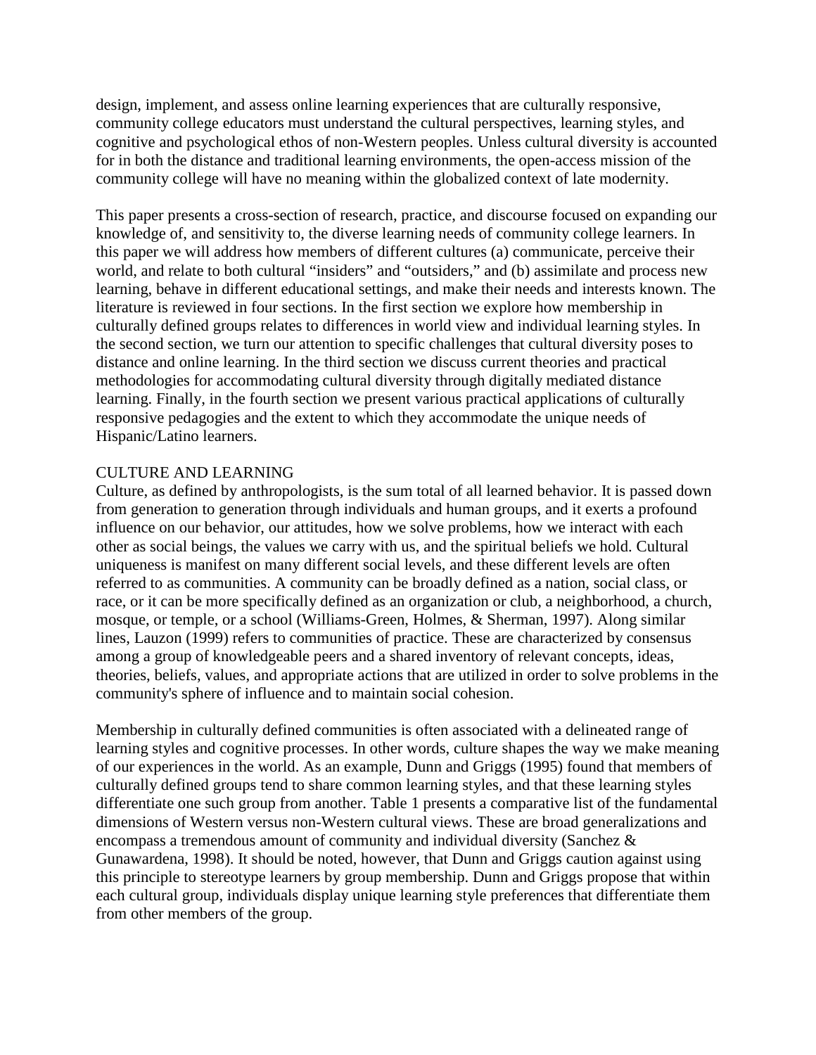design, implement, and assess online learning experiences that are culturally responsive, community college educators must understand the cultural perspectives, learning styles, and cognitive and psychological ethos of non-Western peoples. Unless cultural diversity is accounted for in both the distance and traditional learning environments, the open-access mission of the community college will have no meaning within the globalized context of late modernity.

This paper presents a cross-section of research, practice, and discourse focused on expanding our knowledge of, and sensitivity to, the diverse learning needs of community college learners. In this paper we will address how members of different cultures (a) communicate, perceive their world, and relate to both cultural "insiders" and "outsiders," and (b) assimilate and process new learning, behave in different educational settings, and make their needs and interests known. The literature is reviewed in four sections. In the first section we explore how membership in culturally defined groups relates to differences in world view and individual learning styles. In the second section, we turn our attention to specific challenges that cultural diversity poses to distance and online learning. In the third section we discuss current theories and practical methodologies for accommodating cultural diversity through digitally mediated distance learning. Finally, in the fourth section we present various practical applications of culturally responsive pedagogies and the extent to which they accommodate the unique needs of Hispanic/Latino learners.

## CULTURE AND LEARNING

Culture, as defined by anthropologists, is the sum total of all learned behavior. It is passed down from generation to generation through individuals and human groups, and it exerts a profound influence on our behavior, our attitudes, how we solve problems, how we interact with each other as social beings, the values we carry with us, and the spiritual beliefs we hold. Cultural uniqueness is manifest on many different social levels, and these different levels are often referred to as communities. A community can be broadly defined as a nation, social class, or race, or it can be more specifically defined as an organization or club, a neighborhood, a church, mosque, or temple, or a school (Williams-Green, Holmes, & Sherman, 1997). Along similar lines, Lauzon (1999) refers to communities of practice. These are characterized by consensus among a group of knowledgeable peers and a shared inventory of relevant concepts, ideas, theories, beliefs, values, and appropriate actions that are utilized in order to solve problems in the community's sphere of influence and to maintain social cohesion.

Membership in culturally defined communities is often associated with a delineated range of learning styles and cognitive processes. In other words, culture shapes the way we make meaning of our experiences in the world. As an example, Dunn and Griggs (1995) found that members of culturally defined groups tend to share common learning styles, and that these learning styles differentiate one such group from another. Table 1 presents a comparative list of the fundamental dimensions of Western versus non-Western cultural views. These are broad generalizations and encompass a tremendous amount of community and individual diversity (Sanchez & Gunawardena, 1998). It should be noted, however, that Dunn and Griggs caution against using this principle to stereotype learners by group membership. Dunn and Griggs propose that within each cultural group, individuals display unique learning style preferences that differentiate them from other members of the group.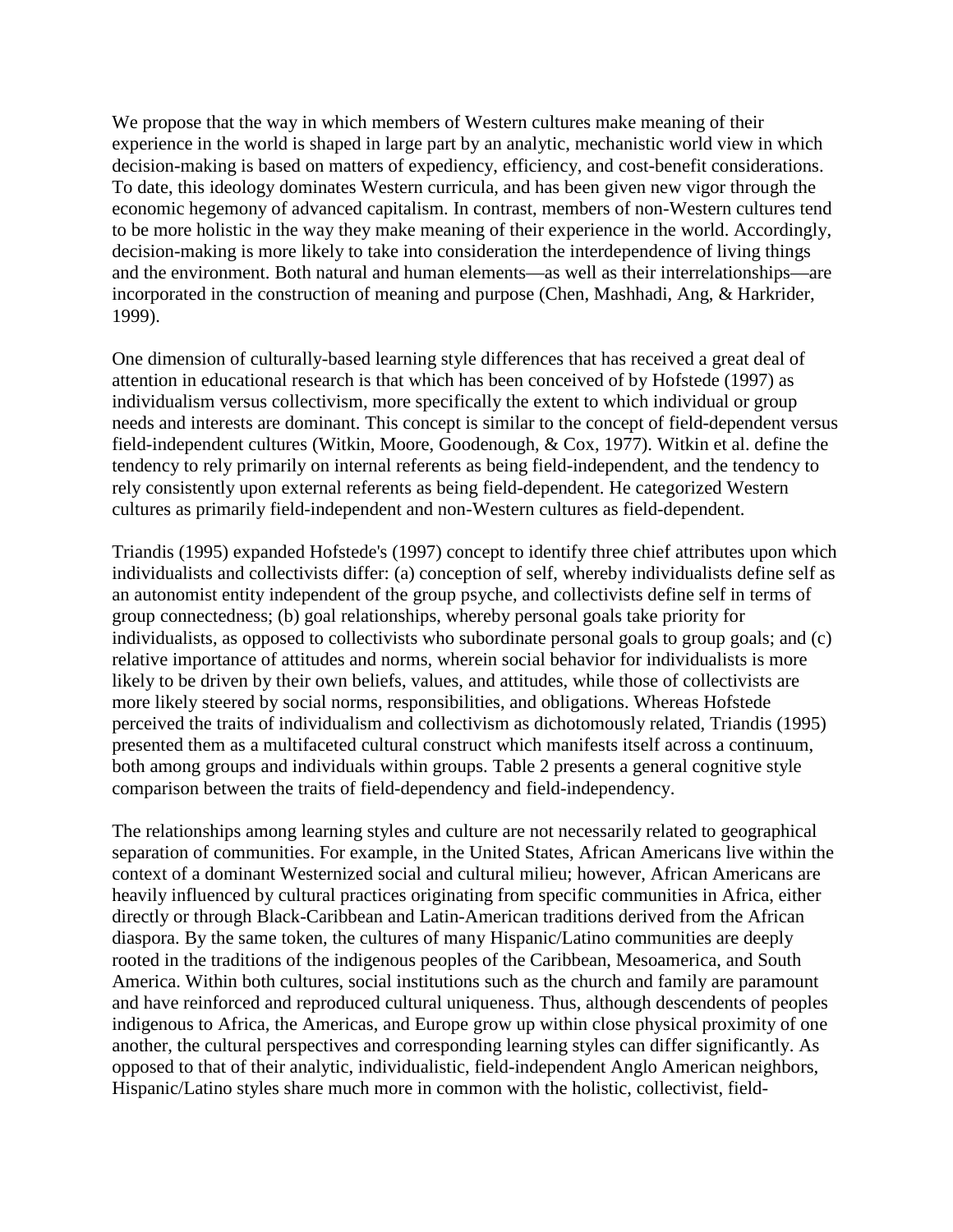We propose that the way in which members of Western cultures make meaning of their experience in the world is shaped in large part by an analytic, mechanistic world view in which decision-making is based on matters of expediency, efficiency, and cost-benefit considerations. To date, this ideology dominates Western curricula, and has been given new vigor through the economic hegemony of advanced capitalism. In contrast, members of non-Western cultures tend to be more holistic in the way they make meaning of their experience in the world. Accordingly, decision-making is more likely to take into consideration the interdependence of living things and the environment. Both natural and human elements—as well as their interrelationships—are incorporated in the construction of meaning and purpose (Chen, Mashhadi, Ang, & Harkrider, 1999).

One dimension of culturally-based learning style differences that has received a great deal of attention in educational research is that which has been conceived of by Hofstede (1997) as individualism versus collectivism, more specifically the extent to which individual or group needs and interests are dominant. This concept is similar to the concept of field-dependent versus field-independent cultures (Witkin, Moore, Goodenough, & Cox, 1977). Witkin et al. define the tendency to rely primarily on internal referents as being field-independent, and the tendency to rely consistently upon external referents as being field-dependent. He categorized Western cultures as primarily field-independent and non-Western cultures as field-dependent.

Triandis (1995) expanded Hofstede's (1997) concept to identify three chief attributes upon which individualists and collectivists differ: (a) conception of self, whereby individualists define self as an autonomist entity independent of the group psyche, and collectivists define self in terms of group connectedness; (b) goal relationships, whereby personal goals take priority for individualists, as opposed to collectivists who subordinate personal goals to group goals; and (c) relative importance of attitudes and norms, wherein social behavior for individualists is more likely to be driven by their own beliefs, values, and attitudes, while those of collectivists are more likely steered by social norms, responsibilities, and obligations. Whereas Hofstede perceived the traits of individualism and collectivism as dichotomously related, Triandis (1995) presented them as a multifaceted cultural construct which manifests itself across a continuum, both among groups and individuals within groups. Table 2 presents a general cognitive style comparison between the traits of field-dependency and field-independency.

The relationships among learning styles and culture are not necessarily related to geographical separation of communities. For example, in the United States, African Americans live within the context of a dominant Westernized social and cultural milieu; however, African Americans are heavily influenced by cultural practices originating from specific communities in Africa, either directly or through Black-Caribbean and Latin-American traditions derived from the African diaspora. By the same token, the cultures of many Hispanic/Latino communities are deeply rooted in the traditions of the indigenous peoples of the Caribbean, Mesoamerica, and South America. Within both cultures, social institutions such as the church and family are paramount and have reinforced and reproduced cultural uniqueness. Thus, although descendents of peoples indigenous to Africa, the Americas, and Europe grow up within close physical proximity of one another, the cultural perspectives and corresponding learning styles can differ significantly. As opposed to that of their analytic, individualistic, field-independent Anglo American neighbors, Hispanic/Latino styles share much more in common with the holistic, collectivist, field-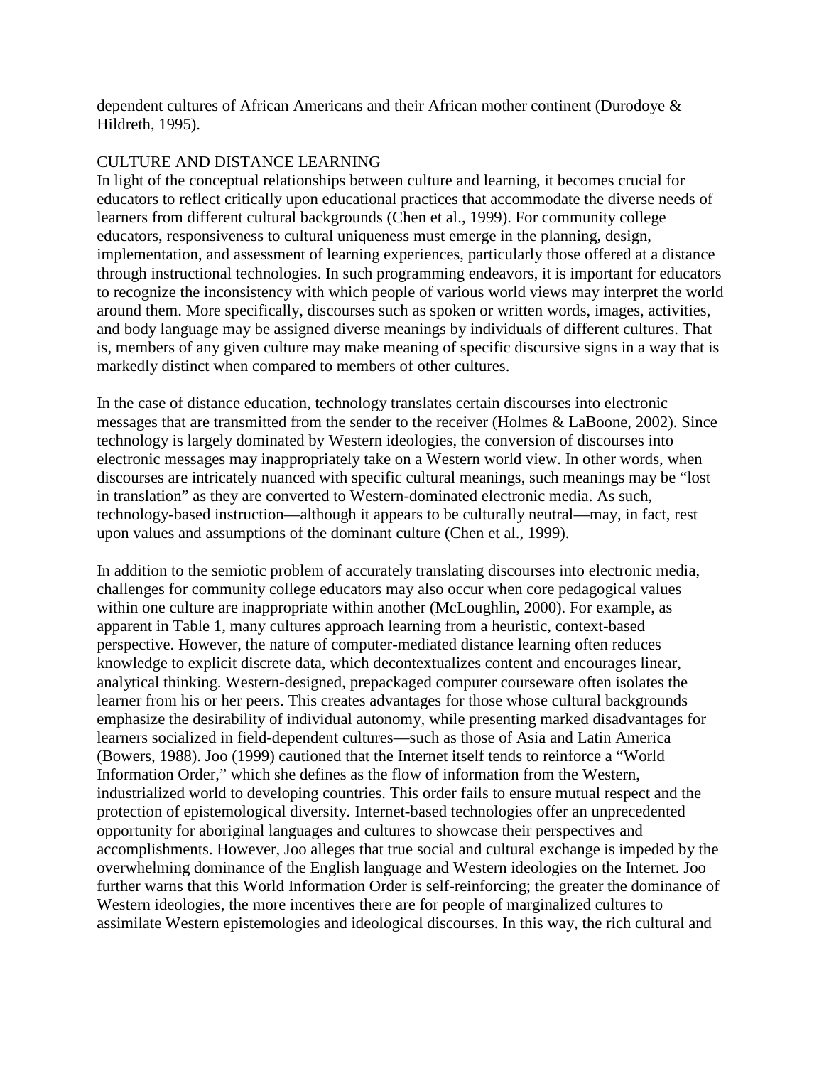dependent cultures of African Americans and their African mother continent (Durodoye & Hildreth, 1995).

## CULTURE AND DISTANCE LEARNING

In light of the conceptual relationships between culture and learning, it becomes crucial for educators to reflect critically upon educational practices that accommodate the diverse needs of learners from different cultural backgrounds (Chen et al., 1999). For community college educators, responsiveness to cultural uniqueness must emerge in the planning, design, implementation, and assessment of learning experiences, particularly those offered at a distance through instructional technologies. In such programming endeavors, it is important for educators to recognize the inconsistency with which people of various world views may interpret the world around them. More specifically, discourses such as spoken or written words, images, activities, and body language may be assigned diverse meanings by individuals of different cultures. That is, members of any given culture may make meaning of specific discursive signs in a way that is markedly distinct when compared to members of other cultures.

In the case of distance education, technology translates certain discourses into electronic messages that are transmitted from the sender to the receiver (Holmes & LaBoone, 2002). Since technology is largely dominated by Western ideologies, the conversion of discourses into electronic messages may inappropriately take on a Western world view. In other words, when discourses are intricately nuanced with specific cultural meanings, such meanings may be "lost in translation" as they are converted to Western-dominated electronic media. As such, technology-based instruction—although it appears to be culturally neutral—may, in fact, rest upon values and assumptions of the dominant culture (Chen et al., 1999).

In addition to the semiotic problem of accurately translating discourses into electronic media, challenges for community college educators may also occur when core pedagogical values within one culture are inappropriate within another (McLoughlin, 2000). For example, as apparent in Table 1, many cultures approach learning from a heuristic, context-based perspective. However, the nature of computer-mediated distance learning often reduces knowledge to explicit discrete data, which decontextualizes content and encourages linear, analytical thinking. Western-designed, prepackaged computer courseware often isolates the learner from his or her peers. This creates advantages for those whose cultural backgrounds emphasize the desirability of individual autonomy, while presenting marked disadvantages for learners socialized in field-dependent cultures—such as those of Asia and Latin America (Bowers, 1988). Joo (1999) cautioned that the Internet itself tends to reinforce a "World Information Order," which she defines as the flow of information from the Western, industrialized world to developing countries. This order fails to ensure mutual respect and the protection of epistemological diversity. Internet-based technologies offer an unprecedented opportunity for aboriginal languages and cultures to showcase their perspectives and accomplishments. However, Joo alleges that true social and cultural exchange is impeded by the overwhelming dominance of the English language and Western ideologies on the Internet. Joo further warns that this World Information Order is self-reinforcing; the greater the dominance of Western ideologies, the more incentives there are for people of marginalized cultures to assimilate Western epistemologies and ideological discourses. In this way, the rich cultural and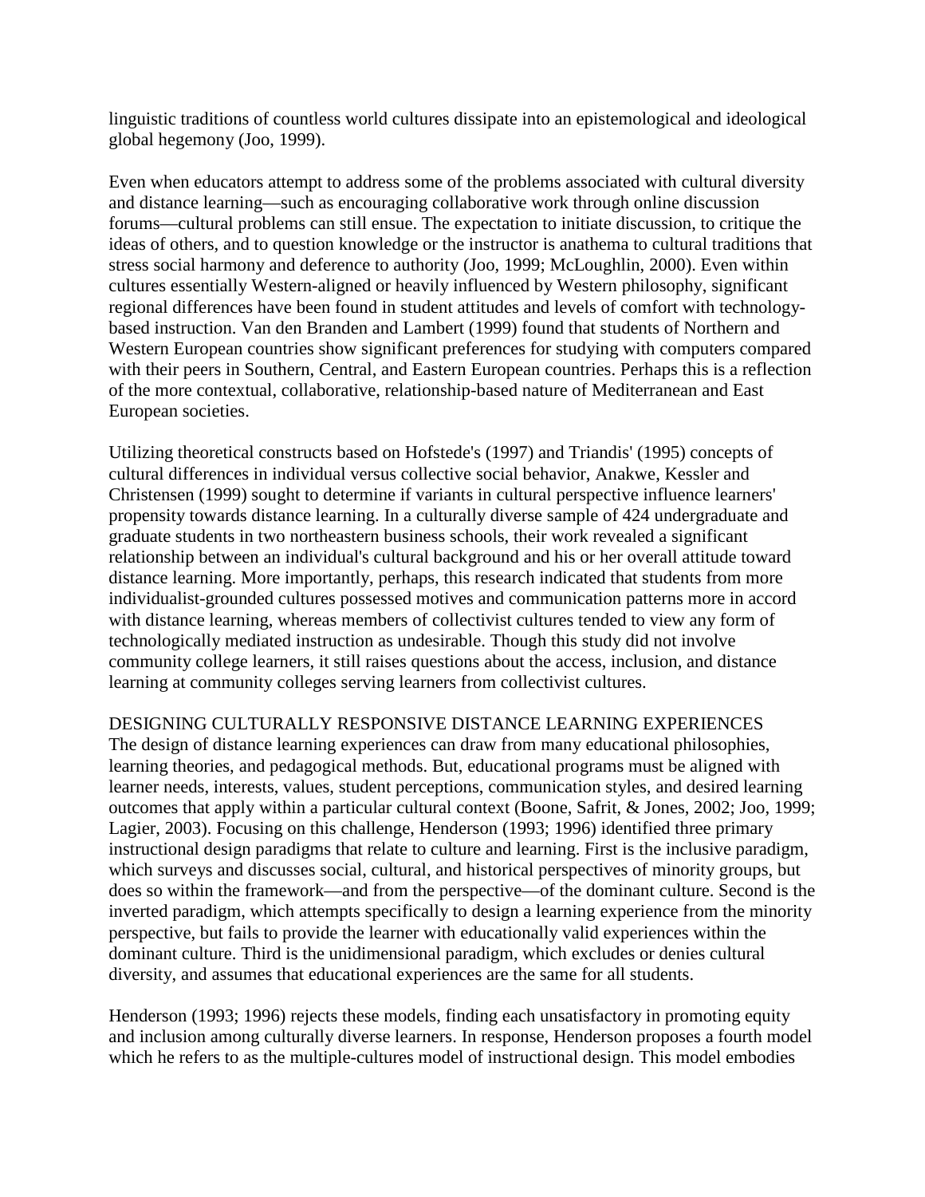linguistic traditions of countless world cultures dissipate into an epistemological and ideological global hegemony (Joo, 1999).

Even when educators attempt to address some of the problems associated with cultural diversity and distance learning—such as encouraging collaborative work through online discussion forums—cultural problems can still ensue. The expectation to initiate discussion, to critique the ideas of others, and to question knowledge or the instructor is anathema to cultural traditions that stress social harmony and deference to authority (Joo, 1999; McLoughlin, 2000). Even within cultures essentially Western-aligned or heavily influenced by Western philosophy, significant regional differences have been found in student attitudes and levels of comfort with technology-based instruction. Van den Branden and Lambert (1999) found that students of Northern and Western European countries show significant preferences for studying with computers compared with their peers in Southern, Central, and Eastern European countries. Perhaps this is a reflection of the more contextual, collaborative, relationship-based nature of Mediterranean and East European societies.

Utilizing theoretical constructs based on Hofstede's (1997) and Triandis' (1995) concepts of cultural differences in individual versus collective social behavior, Anakwe, Kessler and Christensen (1999) sought to determine if variants in cultural perspective influence learners' propensity towards distance learning. In a culturally diverse sample of 424 undergraduate and graduate students in two northeastern business schools, their work revealed a significant relationship between an individual's cultural background and his or her overall attitude toward distance learning. More importantly, perhaps, this research indicated that students from more individualist-grounded cultures possessed motives and communication patterns more in accord with distance learning, whereas members of collectivist cultures tended to view any form of technologically mediated instruction as undesirable. Though this study did not involve community college learners, it still raises questions about the access, inclusion, and distance learning at community colleges serving learners from collectivist cultures.

## DESIGNING CULTURALLY RESPONSIVE DISTANCE LEARNING EXPERIENCES

The design of distance learning experiences can draw from many educational philosophies, learning theories, and pedagogical methods. But, educational programs must be aligned with learner needs, interests, values, student perceptions, communication styles, and desired learning outcomes that apply within a particular cultural context (Boone, Safrit, & Jones, 2002; Joo, 1999; Lagier, 2003). Focusing on this challenge, Henderson (1993; 1996) identified three primary instructional design paradigms that relate to culture and learning. First is the inclusive paradigm, which surveys and discusses social, cultural, and historical perspectives of minority groups, but does so within the framework—and from the perspective—of the dominant culture. Second is the inverted paradigm, which attempts specifically to design a learning experience from the minority perspective, but fails to provide the learner with educationally valid experiences within the dominant culture. Third is the unidimensional paradigm, which excludes or denies cultural diversity, and assumes that educational experiences are the same for all students.

Henderson (1993; 1996) rejects these models, finding each unsatisfactory in promoting equity and inclusion among culturally diverse learners. In response, Henderson proposes a fourth model which he refers to as the multiple-cultures model of instructional design. This model embodies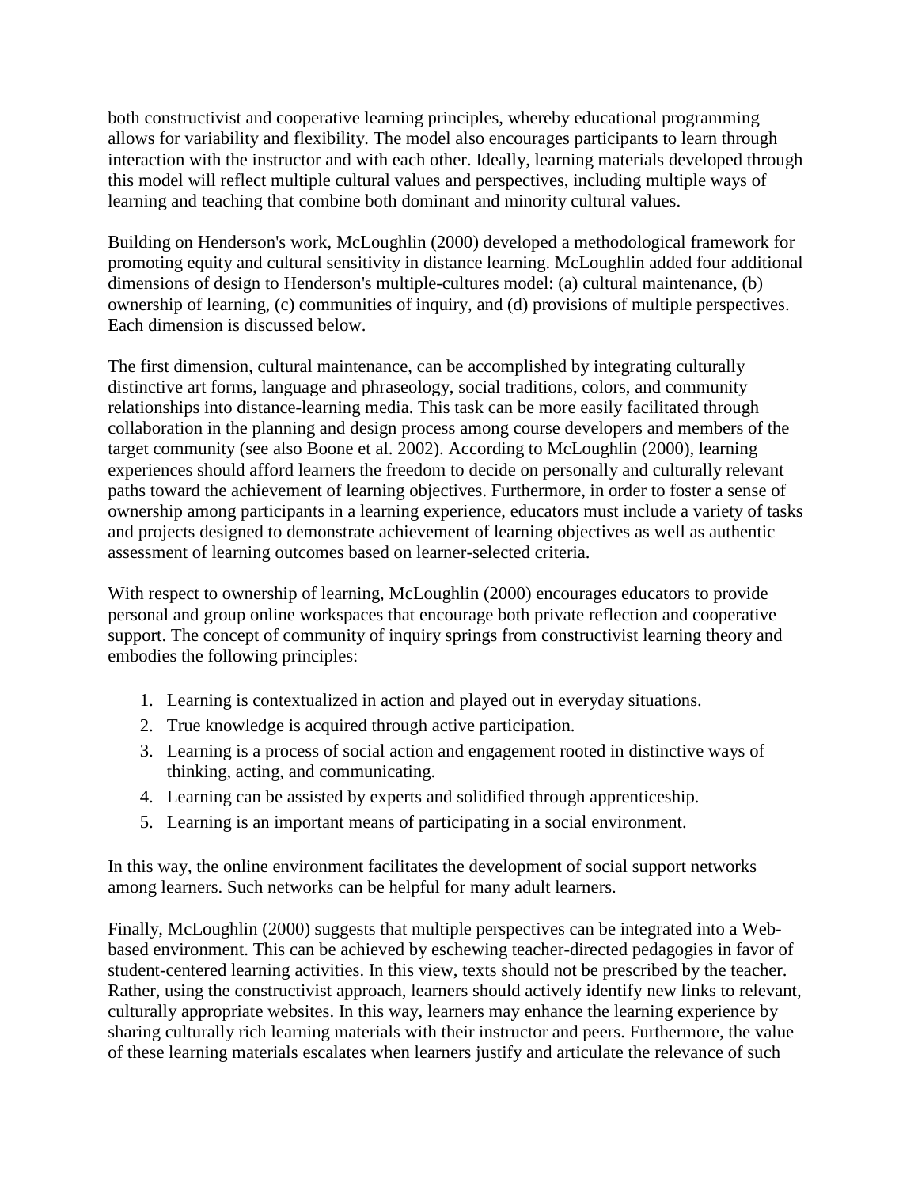both constructivist and cooperative learning principles, whereby educational programming allows for variability and flexibility. The model also encourages participants to learn through interaction with the instructor and with each other. Ideally, learning materials developed through this model will reflect multiple cultural values and perspectives, including multiple ways of learning and teaching that combine both dominant and minority cultural values.

Building on Henderson's work, McLoughlin (2000) developed a methodological framework for promoting equity and cultural sensitivity in distance learning. McLoughlin added four additional dimensions of design to Henderson's multiple-cultures model: (a) cultural maintenance, (b) ownership of learning, (c) communities of inquiry, and (d) provisions of multiple perspectives. Each dimension is discussed below.

The first dimension, cultural maintenance, can be accomplished by integrating culturally distinctive art forms, language and phraseology, social traditions, colors, and community relationships into distance-learning media. This task can be more easily facilitated through collaboration in the planning and design process among course developers and members of the target community (see also Boone et al. 2002). According to McLoughlin (2000), learning experiences should afford learners the freedom to decide on personally and culturally relevant paths toward the achievement of learning objectives. Furthermore, in order to foster a sense of ownership among participants in a learning experience, educators must include a variety of tasks and projects designed to demonstrate achievement of learning objectives as well as authentic assessment of learning outcomes based on learner-selected criteria.

With respect to ownership of learning, McLoughlin (2000) encourages educators to provide personal and group online workspaces that encourage both private reflection and cooperative support. The concept of community of inquiry springs from constructivist learning theory and embodies the following principles:

1. Learning is contextualized in action and played out in everyday situations.
2. True knowledge is acquired through active participation.
3. Learning is a process of social action and engagement rooted in distinctive ways of thinking, acting, and communicating.
4. Learning can be assisted by experts and solidified through apprenticeship.
5. Learning is an important means of participating in a social environment.

In this way, the online environment facilitates the development of social support networks among learners. Such networks can be helpful for many adult learners.

Finally, McLoughlin (2000) suggests that multiple perspectives can be integrated into a Web-based environment. This can be achieved by eschewing teacher-directed pedagogies in favor of student-centered learning activities. In this view, texts should not be prescribed by the teacher. Rather, using the constructivist approach, learners should actively identify new links to relevant, culturally appropriate websites. In this way, learners may enhance the learning experience by sharing culturally rich learning materials with their instructor and peers. Furthermore, the value of these learning materials escalates when learners justify and articulate the relevance of such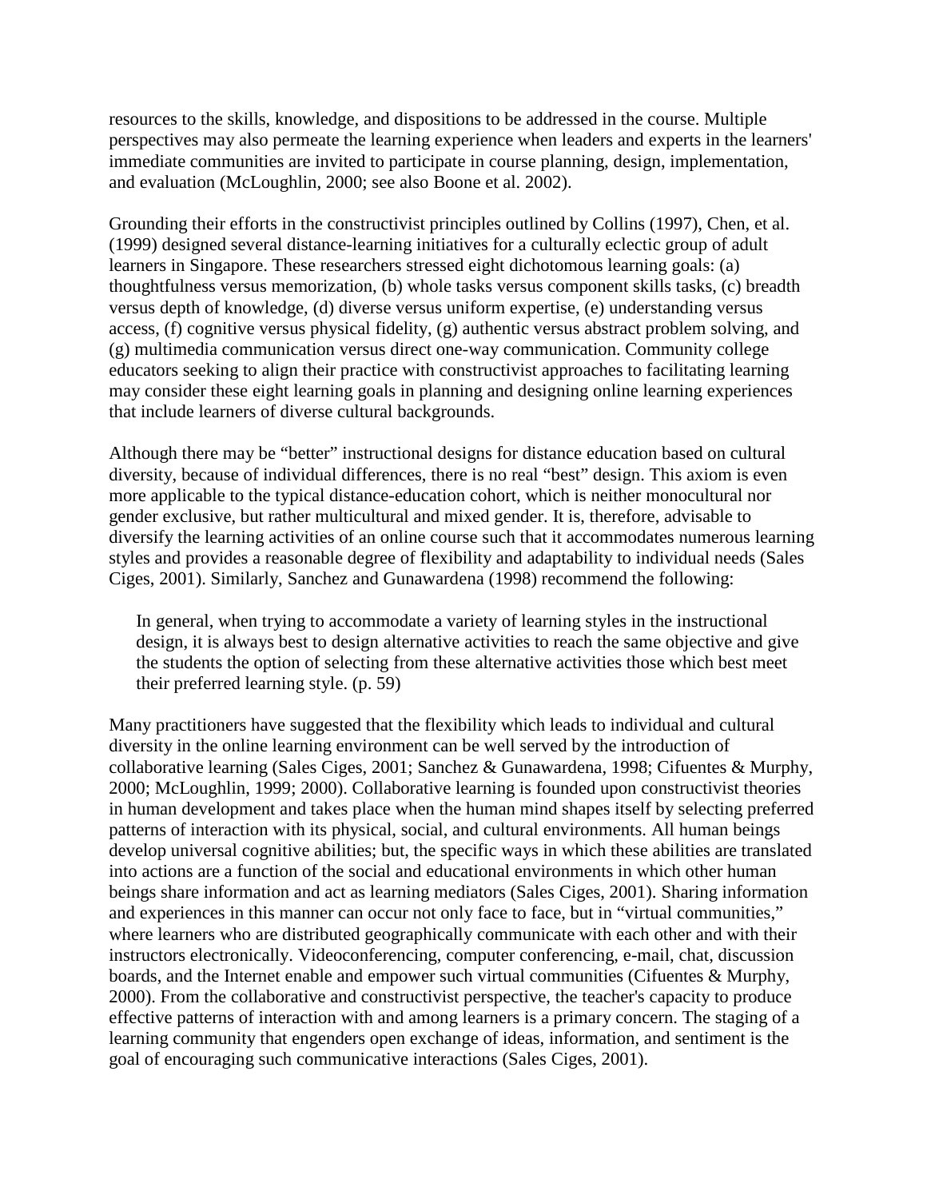resources to the skills, knowledge, and dispositions to be addressed in the course. Multiple perspectives may also permeate the learning experience when leaders and experts in the learners' immediate communities are invited to participate in course planning, design, implementation, and evaluation (McLoughlin, 2000; see also Boone et al. 2002).

Grounding their efforts in the constructivist principles outlined by Collins (1997), Chen, et al. (1999) designed several distance-learning initiatives for a culturally eclectic group of adult learners in Singapore. These researchers stressed eight dichotomous learning goals: (a) thoughtfulness versus memorization, (b) whole tasks versus component skills tasks, (c) breadth versus depth of knowledge, (d) diverse versus uniform expertise, (e) understanding versus access, (f) cognitive versus physical fidelity, (g) authentic versus abstract problem solving, and (g) multimedia communication versus direct one-way communication. Community college educators seeking to align their practice with constructivist approaches to facilitating learning may consider these eight learning goals in planning and designing online learning experiences that include learners of diverse cultural backgrounds.

Although there may be "better" instructional designs for distance education based on cultural diversity, because of individual differences, there is no real "best" design. This axiom is even more applicable to the typical distance-education cohort, which is neither monocultural nor gender exclusive, but rather multicultural and mixed gender. It is, therefore, advisable to diversify the learning activities of an online course such that it accommodates numerous learning styles and provides a reasonable degree of flexibility and adaptability to individual needs (Sales Ciges, 2001). Similarly, Sanchez and Gunawardena (1998) recommend the following:

> In general, when trying to accommodate a variety of learning styles in the instructional design, it is always best to design alternative activities to reach the same objective and give the students the option of selecting from these alternative activities those which best meet their preferred learning style. (p. 59)

Many practitioners have suggested that the flexibility which leads to individual and cultural diversity in the online learning environment can be well served by the introduction of collaborative learning (Sales Ciges, 2001; Sanchez & Gunawardena, 1998; Cifuentes & Murphy, 2000; McLoughlin, 1999; 2000). Collaborative learning is founded upon constructivist theories in human development and takes place when the human mind shapes itself by selecting preferred patterns of interaction with its physical, social, and cultural environments. All human beings develop universal cognitive abilities; but, the specific ways in which these abilities are translated into actions are a function of the social and educational environments in which other human beings share information and act as learning mediators (Sales Ciges, 2001). Sharing information and experiences in this manner can occur not only face to face, but in "virtual communities," where learners who are distributed geographically communicate with each other and with their instructors electronically. Videoconferencing, computer conferencing, e-mail, chat, discussion boards, and the Internet enable and empower such virtual communities (Cifuentes & Murphy, 2000). From the collaborative and constructivist perspective, the teacher's capacity to produce effective patterns of interaction with and among learners is a primary concern. The staging of a learning community that engenders open exchange of ideas, information, and sentiment is the goal of encouraging such communicative interactions (Sales Ciges, 2001).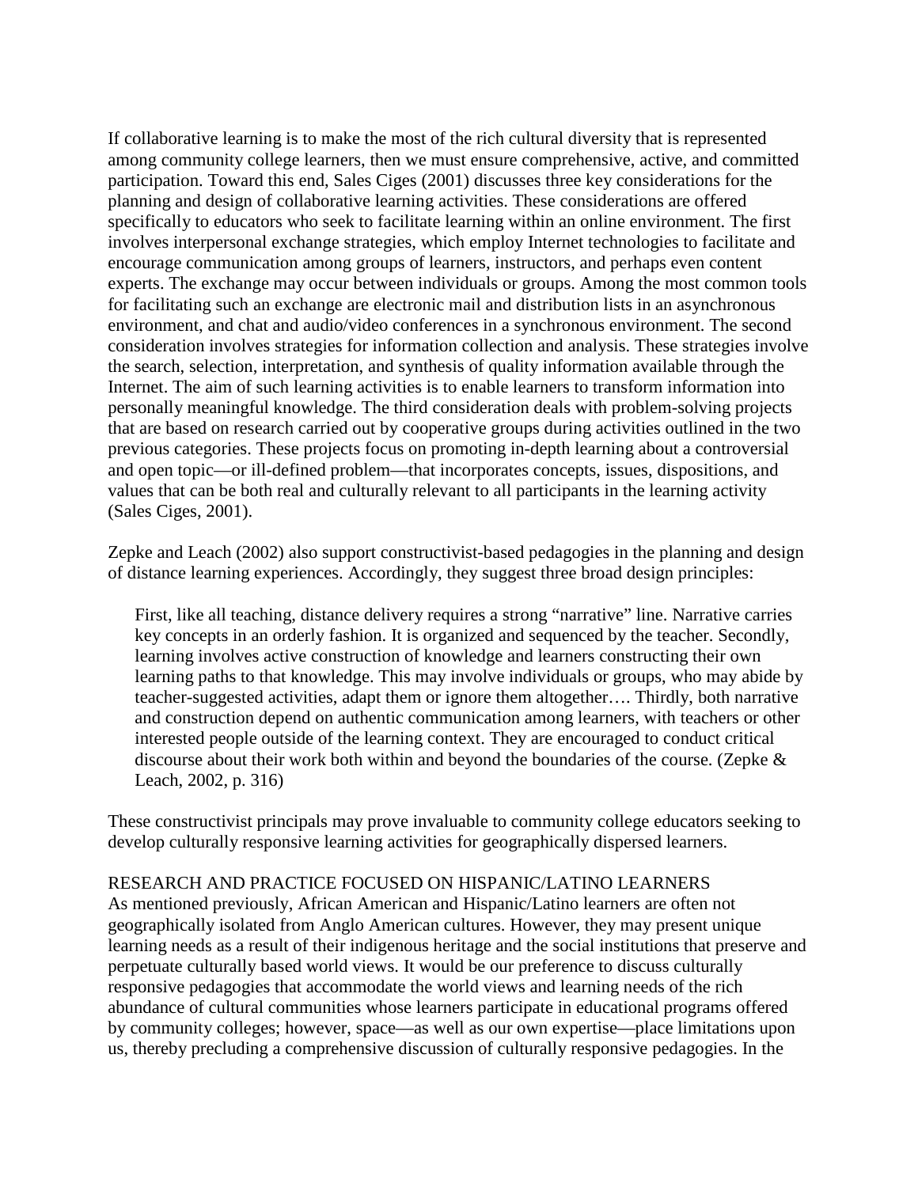If collaborative learning is to make the most of the rich cultural diversity that is represented among community college learners, then we must ensure comprehensive, active, and committed participation. Toward this end, Sales Ciges (2001) discusses three key considerations for the planning and design of collaborative learning activities. These considerations are offered specifically to educators who seek to facilitate learning within an online environment. The first involves interpersonal exchange strategies, which employ Internet technologies to facilitate and encourage communication among groups of learners, instructors, and perhaps even content experts. The exchange may occur between individuals or groups. Among the most common tools for facilitating such an exchange are electronic mail and distribution lists in an asynchronous environment, and chat and audio/video conferences in a synchronous environment. The second consideration involves strategies for information collection and analysis. These strategies involve the search, selection, interpretation, and synthesis of quality information available through the Internet. The aim of such learning activities is to enable learners to transform information into personally meaningful knowledge. The third consideration deals with problem-solving projects that are based on research carried out by cooperative groups during activities outlined in the two previous categories. These projects focus on promoting in-depth learning about a controversial and open topic—or ill-defined problem—that incorporates concepts, issues, dispositions, and values that can be both real and culturally relevant to all participants in the learning activity (Sales Ciges, 2001).

Zepke and Leach (2002) also support constructivist-based pedagogies in the planning and design of distance learning experiences. Accordingly, they suggest three broad design principles:

> First, like all teaching, distance delivery requires a strong "narrative" line. Narrative carries key concepts in an orderly fashion. It is organized and sequenced by the teacher. Secondly, learning involves active construction of knowledge and learners constructing their own learning paths to that knowledge. This may involve individuals or groups, who may abide by teacher-suggested activities, adapt them or ignore them altogether…. Thirdly, both narrative and construction depend on authentic communication among learners, with teachers or other interested people outside of the learning context. They are encouraged to conduct critical discourse about their work both within and beyond the boundaries of the course. (Zepke & Leach, 2002, p. 316)

These constructivist principals may prove invaluable to community college educators seeking to develop culturally responsive learning activities for geographically dispersed learners.

## RESEARCH AND PRACTICE FOCUSED ON HISPANIC/LATINO LEARNERS

As mentioned previously, African American and Hispanic/Latino learners are often not geographically isolated from Anglo American cultures. However, they may present unique learning needs as a result of their indigenous heritage and the social institutions that preserve and perpetuate culturally based world views. It would be our preference to discuss culturally responsive pedagogies that accommodate the world views and learning needs of the rich abundance of cultural communities whose learners participate in educational programs offered by community colleges; however, space—as well as our own expertise—place limitations upon us, thereby precluding a comprehensive discussion of culturally responsive pedagogies. In the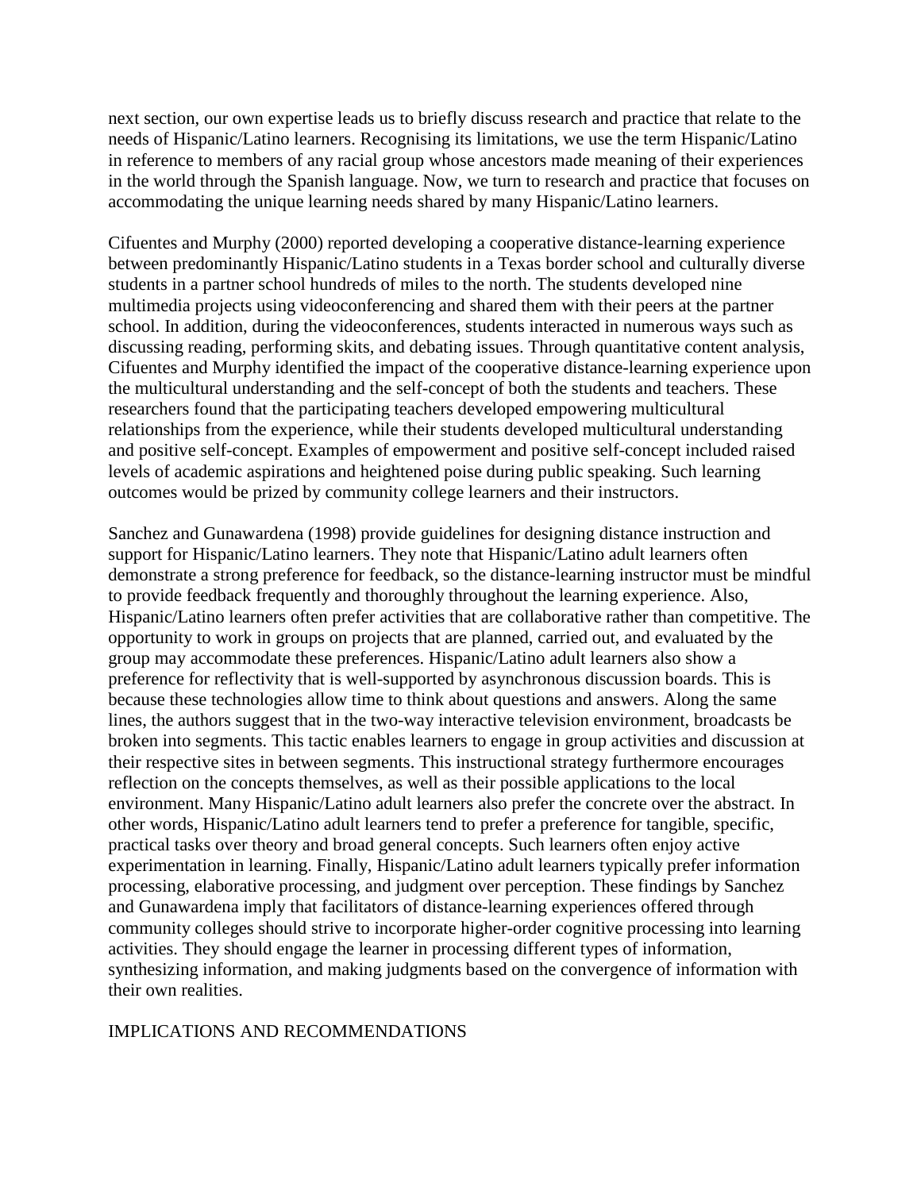next section, our own expertise leads us to briefly discuss research and practice that relate to the needs of Hispanic/Latino learners. Recognising its limitations, we use the term Hispanic/Latino in reference to members of any racial group whose ancestors made meaning of their experiences in the world through the Spanish language. Now, we turn to research and practice that focuses on accommodating the unique learning needs shared by many Hispanic/Latino learners.

Cifuentes and Murphy (2000) reported developing a cooperative distance-learning experience between predominantly Hispanic/Latino students in a Texas border school and culturally diverse students in a partner school hundreds of miles to the north. The students developed nine multimedia projects using videoconferencing and shared them with their peers at the partner school. In addition, during the videoconferences, students interacted in numerous ways such as discussing reading, performing skits, and debating issues. Through quantitative content analysis, Cifuentes and Murphy identified the impact of the cooperative distance-learning experience upon the multicultural understanding and the self-concept of both the students and teachers. These researchers found that the participating teachers developed empowering multicultural relationships from the experience, while their students developed multicultural understanding and positive self-concept. Examples of empowerment and positive self-concept included raised levels of academic aspirations and heightened poise during public speaking. Such learning outcomes would be prized by community college learners and their instructors.

Sanchez and Gunawardena (1998) provide guidelines for designing distance instruction and support for Hispanic/Latino learners. They note that Hispanic/Latino adult learners often demonstrate a strong preference for feedback, so the distance-learning instructor must be mindful to provide feedback frequently and thoroughly throughout the learning experience. Also, Hispanic/Latino learners often prefer activities that are collaborative rather than competitive. The opportunity to work in groups on projects that are planned, carried out, and evaluated by the group may accommodate these preferences. Hispanic/Latino adult learners also show a preference for reflectivity that is well-supported by asynchronous discussion boards. This is because these technologies allow time to think about questions and answers. Along the same lines, the authors suggest that in the two-way interactive television environment, broadcasts be broken into segments. This tactic enables learners to engage in group activities and discussion at their respective sites in between segments. This instructional strategy furthermore encourages reflection on the concepts themselves, as well as their possible applications to the local environment. Many Hispanic/Latino adult learners also prefer the concrete over the abstract. In other words, Hispanic/Latino adult learners tend to prefer a preference for tangible, specific, practical tasks over theory and broad general concepts. Such learners often enjoy active experimentation in learning. Finally, Hispanic/Latino adult learners typically prefer information processing, elaborative processing, and judgment over perception. These findings by Sanchez and Gunawardena imply that facilitators of distance-learning experiences offered through community colleges should strive to incorporate higher-order cognitive processing into learning activities. They should engage the learner in processing different types of information, synthesizing information, and making judgments based on the convergence of information with their own realities.

## IMPLICATIONS AND RECOMMENDATIONS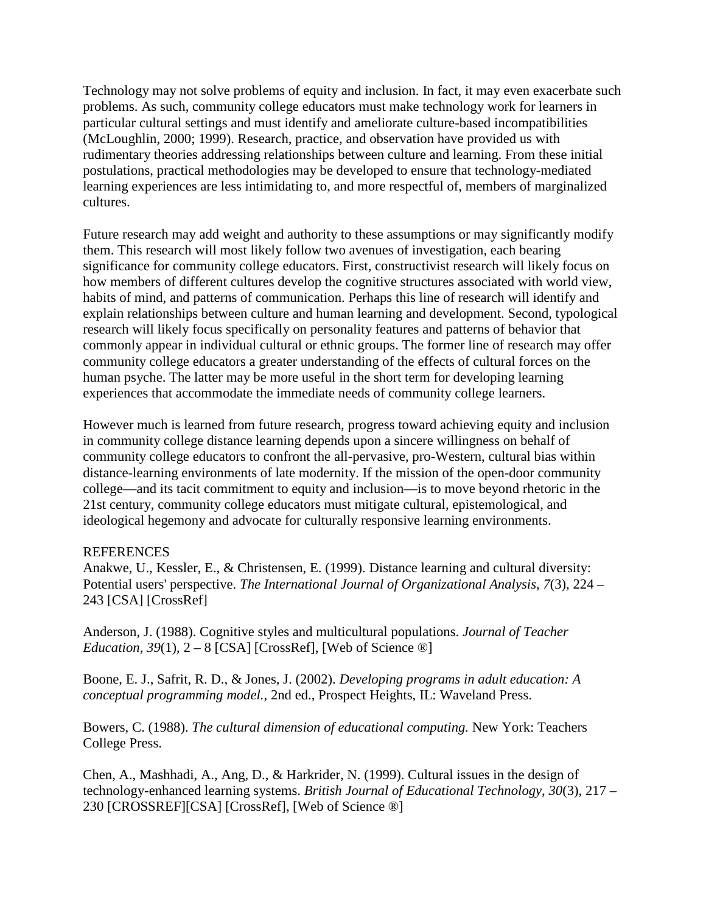Technology may not solve problems of equity and inclusion. In fact, it may even exacerbate such problems. As such, community college educators must make technology work for learners in particular cultural settings and must identify and ameliorate culture-based incompatibilities (McLoughlin, 2000; 1999). Research, practice, and observation have provided us with rudimentary theories addressing relationships between culture and learning. From these initial postulations, practical methodologies may be developed to ensure that technology-mediated learning experiences are less intimidating to, and more respectful of, members of marginalized cultures.

Future research may add weight and authority to these assumptions or may significantly modify them. This research will most likely follow two avenues of investigation, each bearing significance for community college educators. First, constructivist research will likely focus on how members of different cultures develop the cognitive structures associated with world view, habits of mind, and patterns of communication. Perhaps this line of research will identify and explain relationships between culture and human learning and development. Second, typological research will likely focus specifically on personality features and patterns of behavior that commonly appear in individual cultural or ethnic groups. The former line of research may offer community college educators a greater understanding of the effects of cultural forces on the human psyche. The latter may be more useful in the short term for developing learning experiences that accommodate the immediate needs of community college learners.

However much is learned from future research, progress toward achieving equity and inclusion in community college distance learning depends upon a sincere willingness on behalf of community college educators to confront the all-pervasive, pro-Western, cultural bias within distance-learning environments of late modernity. If the mission of the open-door community college—and its tacit commitment to equity and inclusion—is to move beyond rhetoric in the 21st century, community college educators must mitigate cultural, epistemological, and ideological hegemony and advocate for culturally responsive learning environments.

REFERENCES

Anakwe, U., Kessler, E., & Christensen, E. (1999). Distance learning and cultural diversity: Potential users' perspective. *The International Journal of Organizational Analysis*, *7*(3), 224 – 243 [CSA] [CrossRef]

Anderson, J. (1988). Cognitive styles and multicultural populations. *Journal of Teacher Education*, *39*(1), 2 – 8 [CSA] [CrossRef], [Web of Science ®]

Boone, E. J., Safrit, R. D., & Jones, J. (2002). *Developing programs in adult education: A conceptual programming model.*, 2nd ed., Prospect Heights, IL: Waveland Press.

Bowers, C. (1988). *The cultural dimension of educational computing.* New York: Teachers College Press.

Chen, A., Mashhadi, A., Ang, D., & Harkrider, N. (1999). Cultural issues in the design of technology-enhanced learning systems. *British Journal of Educational Technology*, *30*(3), 217 – 230 [CROSSREF][CSA] [CrossRef], [Web of Science ®]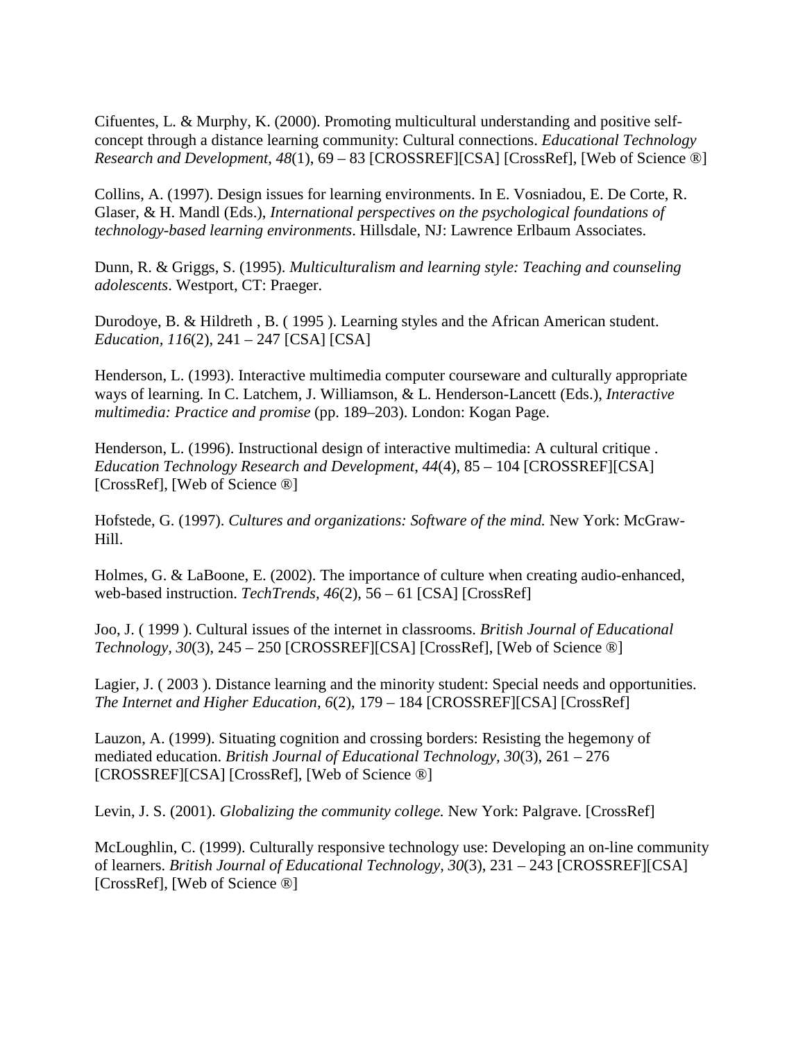Cifuentes, L. & Murphy, K. (2000). Promoting multicultural understanding and positive self-concept through a distance learning community: Cultural connections. *Educational Technology Research and Development*, *48*(1), 69 – 83 [CROSSREF][CSA] [CrossRef], [Web of Science ®]

Collins, A. (1997). Design issues for learning environments. In E. Vosniadou, E. De Corte, R. Glaser, & H. Mandl (Eds.), *International perspectives on the psychological foundations of technology-based learning environments*. Hillsdale, NJ: Lawrence Erlbaum Associates.

Dunn, R. & Griggs, S. (1995). *Multiculturalism and learning style: Teaching and counseling adolescents*. Westport, CT: Praeger.

Durodoye, B. & Hildreth , B. ( 1995 ). Learning styles and the African American student. *Education, 116*(2), 241 – 247 [CSA] [CSA]

Henderson, L. (1993). Interactive multimedia computer courseware and culturally appropriate ways of learning. In C. Latchem, J. Williamson, & L. Henderson-Lancett (Eds.), *Interactive multimedia: Practice and promise* (pp. 189–203). London: Kogan Page.

Henderson, L. (1996). Instructional design of interactive multimedia: A cultural critique . *Education Technology Research and Development*, *44*(4), 85 – 104 [CROSSREF][CSA] [CrossRef], [Web of Science ®]

Hofstede, G. (1997). *Cultures and organizations: Software of the mind.* New York: McGraw-Hill.

Holmes, G. & LaBoone, E. (2002). The importance of culture when creating audio-enhanced, web-based instruction. *TechTrends*, *46*(2), 56 – 61 [CSA] [CrossRef]

Joo, J. ( 1999 ). Cultural issues of the internet in classrooms. *British Journal of Educational Technology, 30*(3), 245 – 250 [CROSSREF][CSA] [CrossRef], [Web of Science ®]

Lagier, J. ( 2003 ). Distance learning and the minority student: Special needs and opportunities. *The Internet and Higher Education, 6*(2), 179 – 184 [CROSSREF][CSA] [CrossRef]

Lauzon, A. (1999). Situating cognition and crossing borders: Resisting the hegemony of mediated education. *British Journal of Educational Technology, 30*(3), 261 – 276 [CROSSREF][CSA] [CrossRef], [Web of Science ®]

Levin, J. S. (2001). *Globalizing the community college.* New York: Palgrave. [CrossRef]

McLoughlin, C. (1999). Culturally responsive technology use: Developing an on-line community of learners. *British Journal of Educational Technology, 30*(3), 231 – 243 [CROSSREF][CSA] [CrossRef], [Web of Science ®]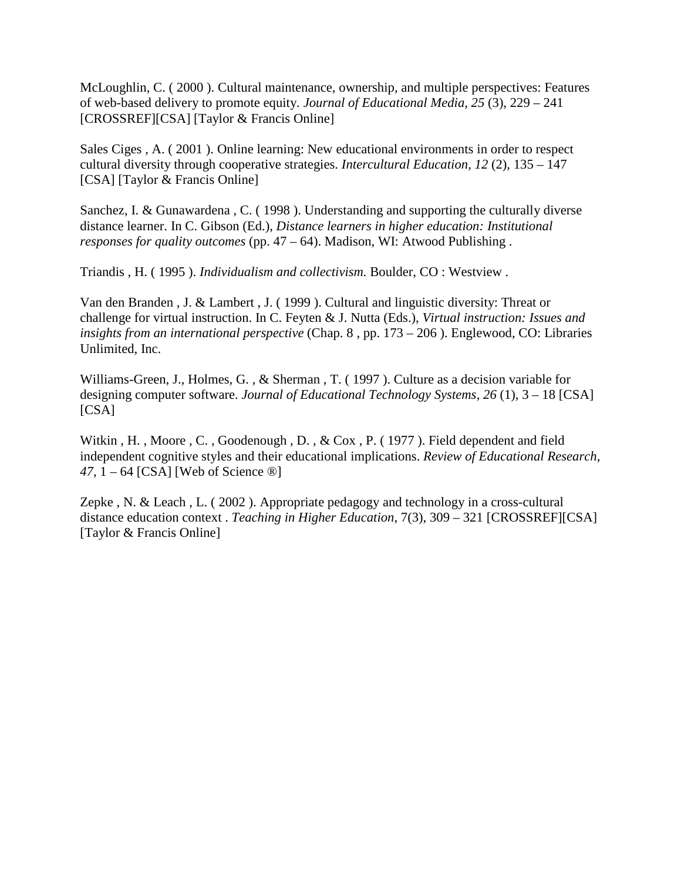McLoughlin, C. ( 2000 ). Cultural maintenance, ownership, and multiple perspectives: Features of web-based delivery to promote equity. *Journal of Educational Media, 25* (3), 229 – 241 [CROSSREF][CSA] [Taylor & Francis Online]

Sales Ciges , A. ( 2001 ). Online learning: New educational environments in order to respect cultural diversity through cooperative strategies. *Intercultural Education, 12* (2), 135 – 147 [CSA] [Taylor & Francis Online]

Sanchez, I. & Gunawardena , C. ( 1998 ). Understanding and supporting the culturally diverse distance learner. In C. Gibson (Ed.), *Distance learners in higher education: Institutional responses for quality outcomes* (pp. 47 – 64). Madison, WI: Atwood Publishing .

Triandis , H. ( 1995 ). *Individualism and collectivism.* Boulder, CO : Westview .

Van den Branden , J. & Lambert , J. ( 1999 ). Cultural and linguistic diversity: Threat or challenge for virtual instruction. In C. Feyten & J. Nutta (Eds.), *Virtual instruction: Issues and insights from an international perspective* (Chap. 8 , pp. 173 – 206 ). Englewood, CO: Libraries Unlimited, Inc.

Williams-Green, J., Holmes, G. , & Sherman , T. ( 1997 ). Culture as a decision variable for designing computer software. *Journal of Educational Technology Systems, 26* (1), 3 – 18 [CSA] [CSA]

Witkin , H. , Moore , C. , Goodenough , D. , & Cox , P. ( 1977 ). Field dependent and field independent cognitive styles and their educational implications. *Review of Educational Research, 47*, 1 – 64 [CSA] [Web of Science ®]

Zepke , N. & Leach , L. ( 2002 ). Appropriate pedagogy and technology in a cross-cultural distance education context . *Teaching in Higher Education*, 7(3), 309 – 321 [CROSSREF][CSA] [Taylor & Francis Online]